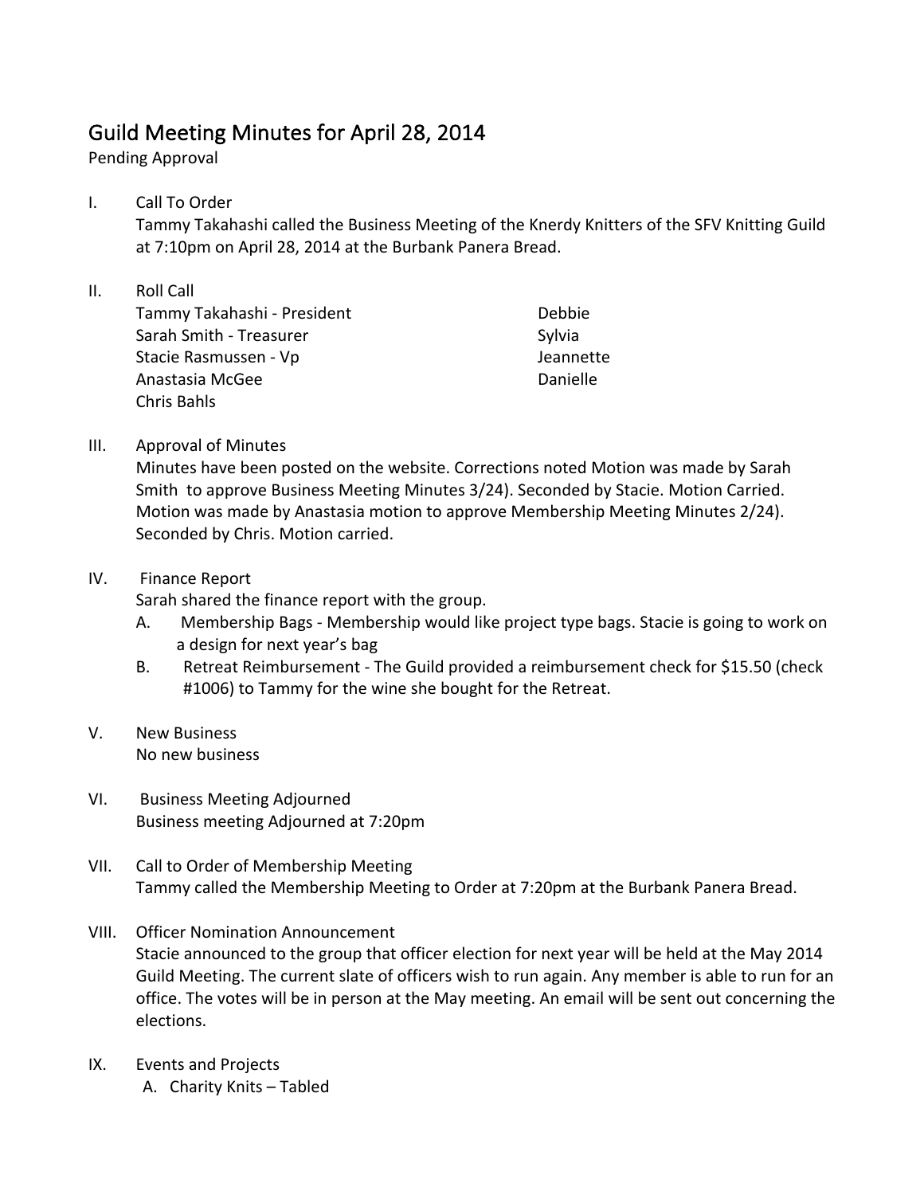# Guild Meeting Minutes for April 28, 2014

Pending Approval

I. Call To Order

Tammy Takahashi called the Business Meeting of the Knerdy Knitters of the SFV Knitting Guild at 7:10pm on April 28, 2014 at the Burbank Panera Bread.

II. Roll Call

Tammy Takahashi - President
Sarah Smith - Treasurer
Stacie Rasmussen - Vp
Anastasia McGee
Chris Bahls
Debbie
Sylvia
Jeannette
Danielle

III. Approval of Minutes

Minutes have been posted on the website. Corrections noted Motion was made by Sarah Smith to approve Business Meeting Minutes 3/24). Seconded by Stacie. Motion Carried. Motion was made by Anastasia motion to approve Membership Meeting Minutes 2/24). Seconded by Chris. Motion carried.

IV. Finance Report

Sarah shared the finance report with the group.

A. Membership Bags - Membership would like project type bags. Stacie is going to work on a design for next year's bag

B. Retreat Reimbursement - The Guild provided a reimbursement check for $15.50 (check #1006) to Tammy for the wine she bought for the Retreat.

V. New Business

No new business

VI. Business Meeting Adjourned

Business meeting Adjourned at 7:20pm

VII. Call to Order of Membership Meeting

Tammy called the Membership Meeting to Order at 7:20pm at the Burbank Panera Bread.

VIII. Officer Nomination Announcement

Stacie announced to the group that officer election for next year will be held at the May 2014 Guild Meeting. The current slate of officers wish to run again. Any member is able to run for an office. The votes will be in person at the May meeting. An email will be sent out concerning the elections.

IX. Events and Projects

A. Charity Knits – Tabled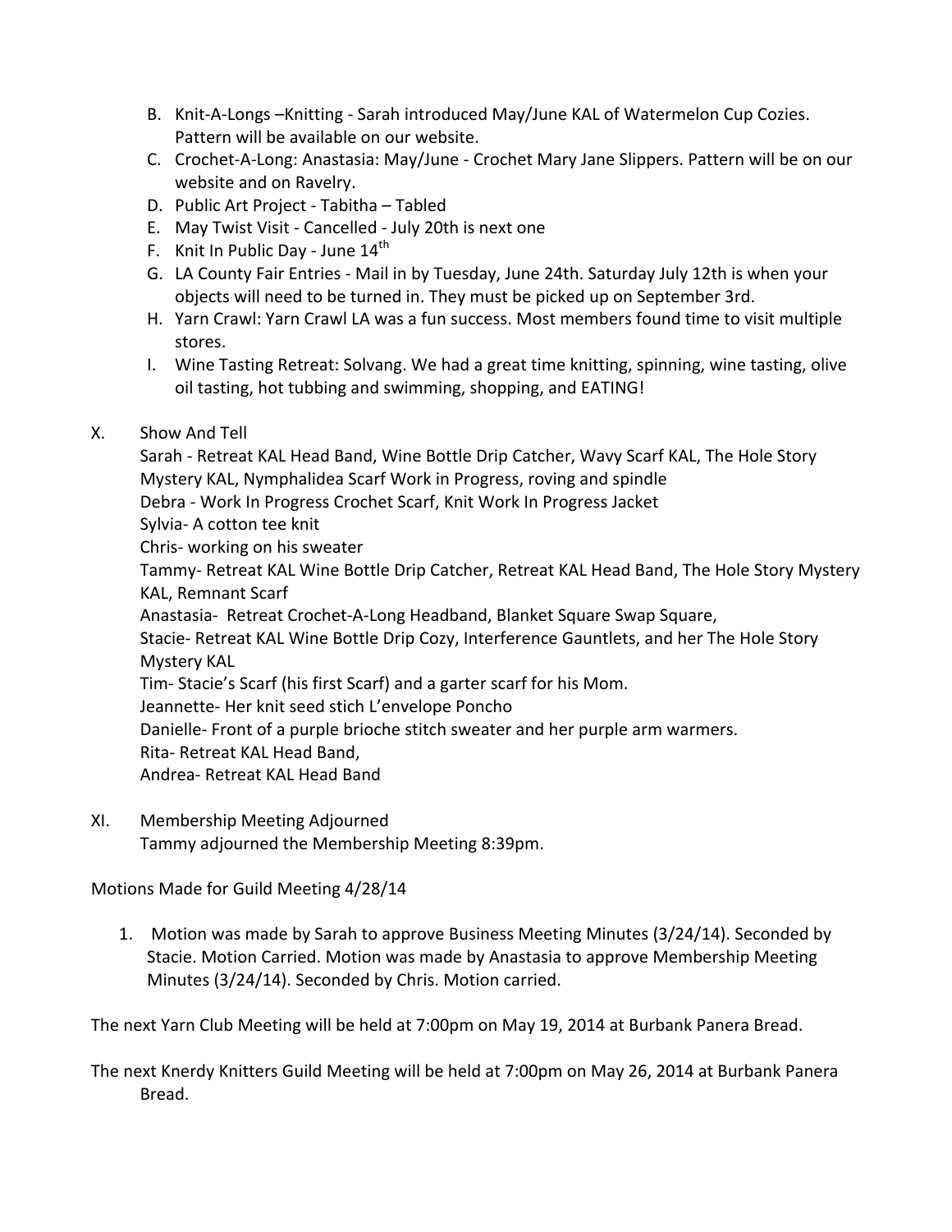B. Knit-A-Longs –Knitting - Sarah introduced May/June KAL of Watermelon Cup Cozies. Pattern will be available on our website.
C. Crochet-A-Long: Anastasia: May/June - Crochet Mary Jane Slippers. Pattern will be on our website and on Ravelry.
D. Public Art Project - Tabitha – Tabled
E. May Twist Visit - Cancelled - July 20th is next one
F. Knit In Public Day - June 14th
G. LA County Fair Entries - Mail in by Tuesday, June 24th. Saturday July 12th is when your objects will need to be turned in. They must be picked up on September 3rd.
H. Yarn Crawl: Yarn Crawl LA was a fun success. Most members found time to visit multiple stores.
I. Wine Tasting Retreat: Solvang. We had a great time knitting, spinning, wine tasting, olive oil tasting, hot tubbing and swimming, shopping, and EATING!

X. Show And Tell

Sarah - Retreat KAL Head Band, Wine Bottle Drip Catcher, Wavy Scarf KAL, The Hole Story Mystery KAL, Nymphalidea Scarf Work in Progress, roving and spindle
Debra - Work In Progress Crochet Scarf, Knit Work In Progress Jacket
Sylvia- A cotton tee knit
Chris- working on his sweater
Tammy- Retreat KAL Wine Bottle Drip Catcher, Retreat KAL Head Band, The Hole Story Mystery KAL, Remnant Scarf
Anastasia- Retreat Crochet-A-Long Headband, Blanket Square Swap Square,
Stacie- Retreat KAL Wine Bottle Drip Cozy, Interference Gauntlets, and her The Hole Story Mystery KAL
Tim- Stacie's Scarf (his first Scarf) and a garter scarf for his Mom.
Jeannette- Her knit seed stich L'envelope Poncho
Danielle- Front of a purple brioche stitch sweater and her purple arm warmers.
Rita- Retreat KAL Head Band,
Andrea- Retreat KAL Head Band

XI. Membership Meeting Adjourned

Tammy adjourned the Membership Meeting 8:39pm.

Motions Made for Guild Meeting 4/28/14

1. Motion was made by Sarah to approve Business Meeting Minutes (3/24/14). Seconded by Stacie. Motion Carried. Motion was made by Anastasia to approve Membership Meeting Minutes (3/24/14). Seconded by Chris. Motion carried.

The next Yarn Club Meeting will be held at 7:00pm on May 19, 2014 at Burbank Panera Bread.

The next Knerdy Knitters Guild Meeting will be held at 7:00pm on May 26, 2014 at Burbank Panera Bread.